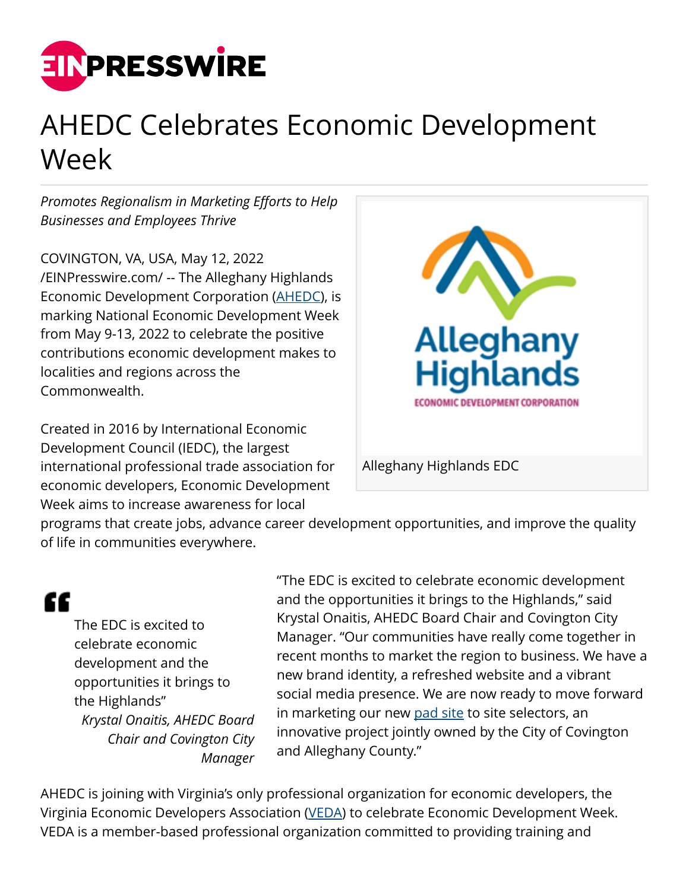# AHEDC Celebrates Economic Development Week

*Promotes Regionalism in Marketing Efforts to Help Businesses and Employees Thrive*

COVINGTON, VA, USA, May 12, 2022 /EINPresswire.com/ -- The Alleghany Highlands Economic Development Corporation (AHEDC), is marking National Economic Development Week from May 9-13, 2022 to celebrate the positive contributions economic development makes to localities and regions across the Commonwealth.

Alleghany Highlands EDC

Created in 2016 by International Economic Development Council (IEDC), the largest international professional trade association for economic developers, Economic Development Week aims to increase awareness for local programs that create jobs, advance career development opportunities, and improve the quality of life in communities everywhere.

> The EDC is excited to celebrate economic development and the opportunities it brings to the Highlands"
>
> *Krystal Onaitis, AHEDC Board Chair and Covington City Manager*

"The EDC is excited to celebrate economic development and the opportunities it brings to the Highlands," said Krystal Onaitis, AHEDC Board Chair and Covington City Manager. "Our communities have really come together in recent months to market the region to business. We have a new brand identity, a refreshed website and a vibrant social media presence. We are now ready to move forward in marketing our new pad site to site selectors, an innovative project jointly owned by the City of Covington and Alleghany County."

AHEDC is joining with Virginia's only professional organization for economic developers, the Virginia Economic Developers Association (VEDA) to celebrate Economic Development Week. VEDA is a member-based professional organization committed to providing training and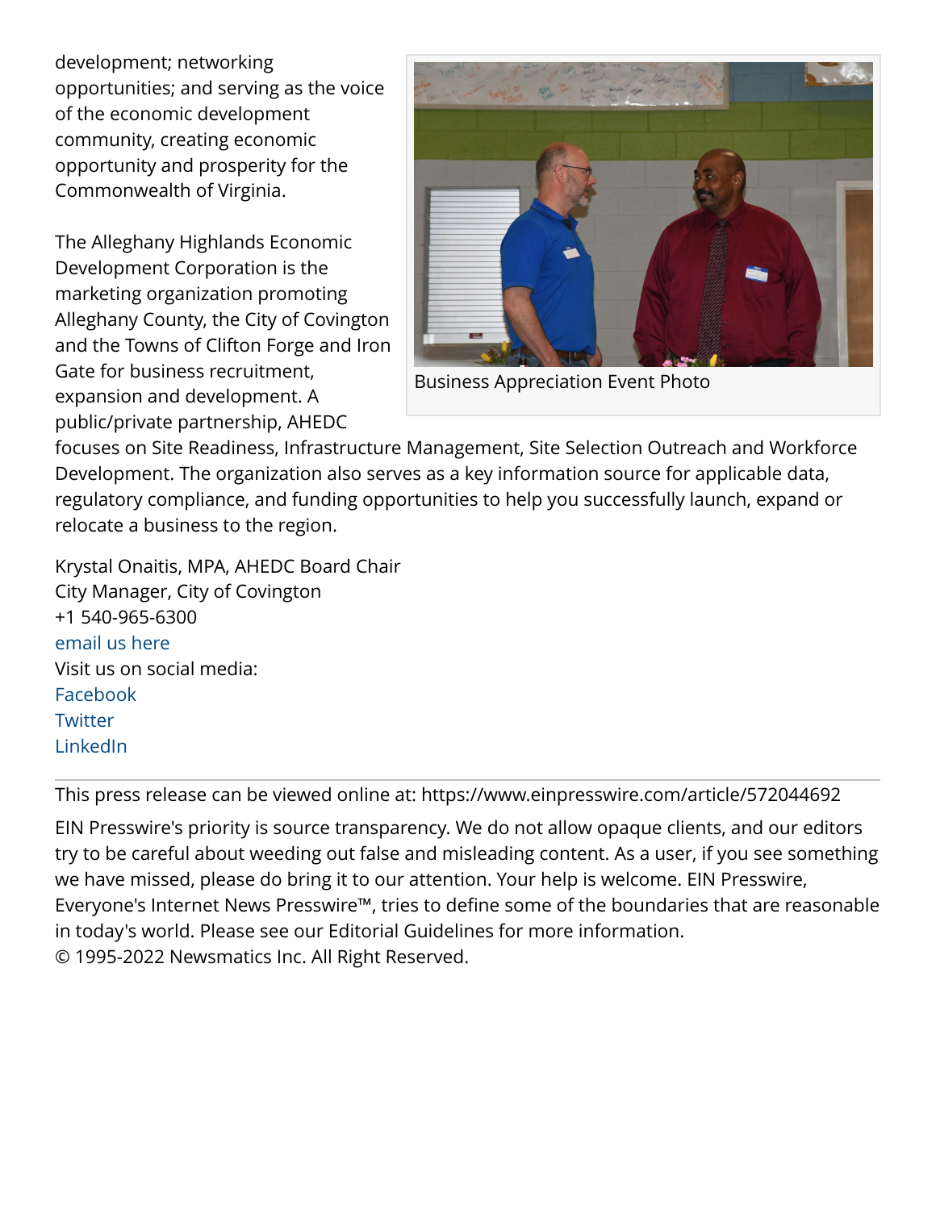development; networking opportunities; and serving as the voice of the economic development community, creating economic opportunity and prosperity for the Commonwealth of Virginia.

The Alleghany Highlands Economic Development Corporation is the marketing organization promoting Alleghany County, the City of Covington and the Towns of Clifton Forge and Iron Gate for business recruitment, expansion and development. A public/private partnership, AHEDC focuses on Site Readiness, Infrastructure Management, Site Selection Outreach and Workforce Development. The organization also serves as a key information source for applicable data, regulatory compliance, and funding opportunities to help you successfully launch, expand or relocate a business to the region.

Business Appreciation Event Photo

Krystal Onaitis, MPA, AHEDC Board Chair
City Manager, City of Covington
+1 540-965-6300
email us here
Visit us on social media:
Facebook
Twitter
LinkedIn

---

This press release can be viewed online at: https://www.einpresswire.com/article/572044692

EIN Presswire's priority is source transparency. We do not allow opaque clients, and our editors try to be careful about weeding out false and misleading content. As a user, if you see something we have missed, please do bring it to our attention. Your help is welcome. EIN Presswire, Everyone's Internet News Presswire™, tries to define some of the boundaries that are reasonable in today's world. Please see our Editorial Guidelines for more information.
© 1995-2022 Newsmatics Inc. All Right Reserved.